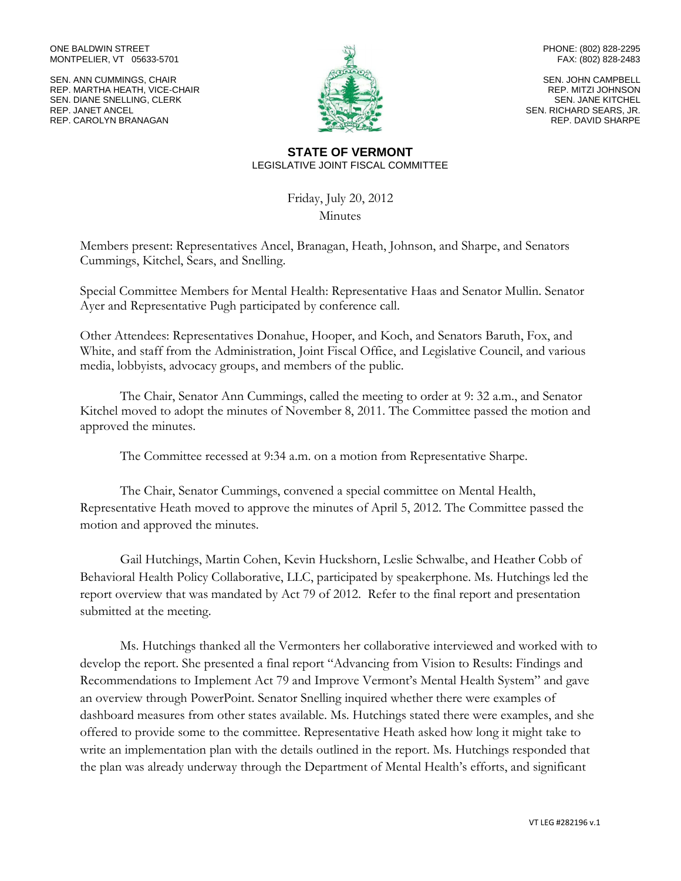ONE BALDWIN STREET
MONTPELIER, VT 05633-5701

PHONE: (802) 828-2295
FAX: (802) 828-2483

SEN. ANN CUMMINGS, CHAIR
REP. MARTHA HEATH, VICE-CHAIR
SEN. DIANE SNELLING, CLERK
REP. JANET ANCEL
REP. CAROLYN BRANAGAN

SEN. JOHN CAMPBELL
REP. MITZI JOHNSON
SEN. JANE KITCHEL
SEN. RICHARD SEARS, JR.
REP. DAVID SHARPE

# STATE OF VERMONT

LEGISLATIVE JOINT FISCAL COMMITTEE

Friday, July 20, 2012
Minutes

Members present: Representatives Ancel, Branagan, Heath, Johnson, and Sharpe, and Senators Cummings, Kitchel, Sears, and Snelling.

Special Committee Members for Mental Health: Representative Haas and Senator Mullin. Senator Ayer and Representative Pugh participated by conference call.

Other Attendees: Representatives Donahue, Hooper, and Koch, and Senators Baruth, Fox, and White, and staff from the Administration, Joint Fiscal Office, and Legislative Council, and various media, lobbyists, advocacy groups, and members of the public.

The Chair, Senator Ann Cummings, called the meeting to order at 9: 32 a.m., and Senator Kitchel moved to adopt the minutes of November 8, 2011. The Committee passed the motion and approved the minutes.

The Committee recessed at 9:34 a.m. on a motion from Representative Sharpe.

The Chair, Senator Cummings, convened a special committee on Mental Health, Representative Heath moved to approve the minutes of April 5, 2012. The Committee passed the motion and approved the minutes.

Gail Hutchings, Martin Cohen, Kevin Huckshorn, Leslie Schwalbe, and Heather Cobb of Behavioral Health Policy Collaborative, LLC, participated by speakerphone. Ms. Hutchings led the report overview that was mandated by Act 79 of 2012. Refer to the final report and presentation submitted at the meeting.

Ms. Hutchings thanked all the Vermonters her collaborative interviewed and worked with to develop the report. She presented a final report "Advancing from Vision to Results: Findings and Recommendations to Implement Act 79 and Improve Vermont's Mental Health System" and gave an overview through PowerPoint. Senator Snelling inquired whether there were examples of dashboard measures from other states available. Ms. Hutchings stated there were examples, and she offered to provide some to the committee. Representative Heath asked how long it might take to write an implementation plan with the details outlined in the report. Ms. Hutchings responded that the plan was already underway through the Department of Mental Health's efforts, and significant

VT LEG #282196 v.1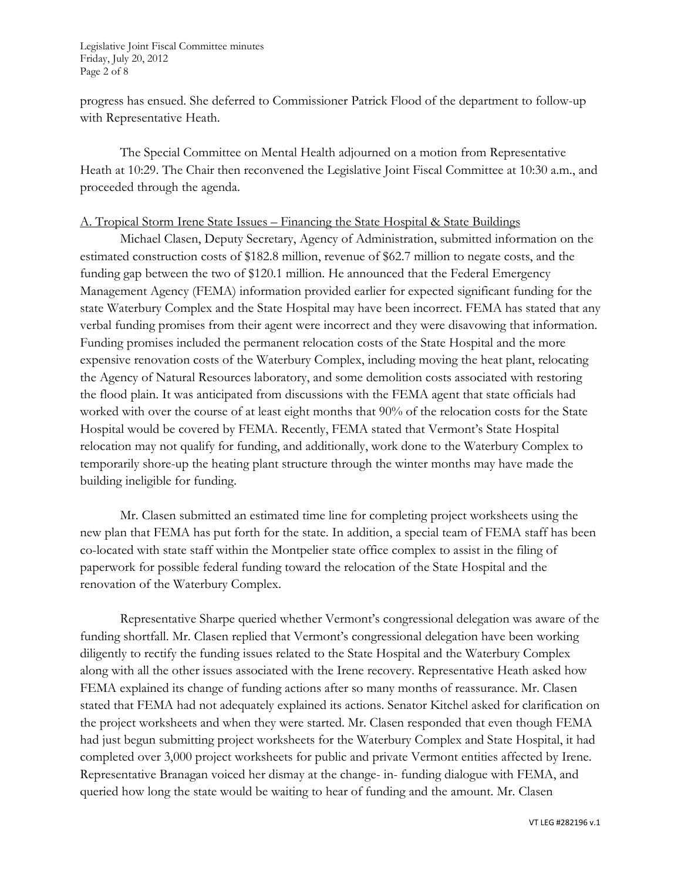progress has ensued. She deferred to Commissioner Patrick Flood of the department to follow-up with Representative Heath.

The Special Committee on Mental Health adjourned on a motion from Representative Heath at 10:29. The Chair then reconvened the Legislative Joint Fiscal Committee at 10:30 a.m., and proceeded through the agenda.

<u>A. Tropical Storm Irene State Issues – Financing the State Hospital & State Buildings</u>

Michael Clasen, Deputy Secretary, Agency of Administration, submitted information on the estimated construction costs of $182.8 million, revenue of $62.7 million to negate costs, and the funding gap between the two of $120.1 million. He announced that the Federal Emergency Management Agency (FEMA) information provided earlier for expected significant funding for the state Waterbury Complex and the State Hospital may have been incorrect. FEMA has stated that any verbal funding promises from their agent were incorrect and they were disavowing that information. Funding promises included the permanent relocation costs of the State Hospital and the more expensive renovation costs of the Waterbury Complex, including moving the heat plant, relocating the Agency of Natural Resources laboratory, and some demolition costs associated with restoring the flood plain. It was anticipated from discussions with the FEMA agent that state officials had worked with over the course of at least eight months that 90% of the relocation costs for the State Hospital would be covered by FEMA. Recently, FEMA stated that Vermont's State Hospital relocation may not qualify for funding, and additionally, work done to the Waterbury Complex to temporarily shore-up the heating plant structure through the winter months may have made the building ineligible for funding.

Mr. Clasen submitted an estimated time line for completing project worksheets using the new plan that FEMA has put forth for the state. In addition, a special team of FEMA staff has been co-located with state staff within the Montpelier state office complex to assist in the filing of paperwork for possible federal funding toward the relocation of the State Hospital and the renovation of the Waterbury Complex.

Representative Sharpe queried whether Vermont's congressional delegation was aware of the funding shortfall. Mr. Clasen replied that Vermont's congressional delegation have been working diligently to rectify the funding issues related to the State Hospital and the Waterbury Complex along with all the other issues associated with the Irene recovery. Representative Heath asked how FEMA explained its change of funding actions after so many months of reassurance. Mr. Clasen stated that FEMA had not adequately explained its actions. Senator Kitchel asked for clarification on the project worksheets and when they were started. Mr. Clasen responded that even though FEMA had just begun submitting project worksheets for the Waterbury Complex and State Hospital, it had completed over 3,000 project worksheets for public and private Vermont entities affected by Irene. Representative Branagan voiced her dismay at the change- in- funding dialogue with FEMA, and queried how long the state would be waiting to hear of funding and the amount. Mr. Clasen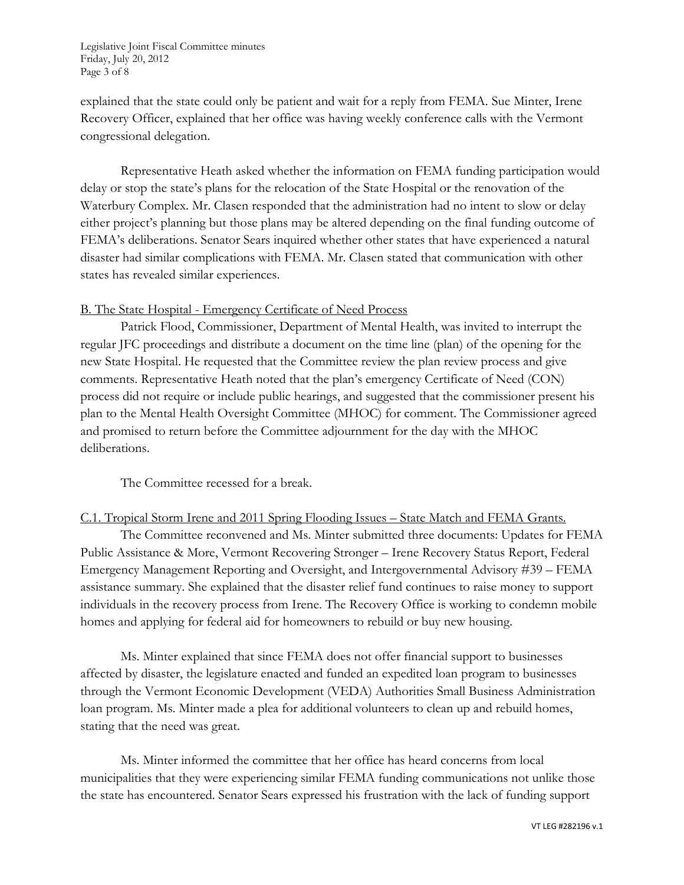explained that the state could only be patient and wait for a reply from FEMA. Sue Minter, Irene Recovery Officer, explained that her office was having weekly conference calls with the Vermont congressional delegation.

Representative Heath asked whether the information on FEMA funding participation would delay or stop the state's plans for the relocation of the State Hospital or the renovation of the Waterbury Complex. Mr. Clasen responded that the administration had no intent to slow or delay either project's planning but those plans may be altered depending on the final funding outcome of FEMA's deliberations. Senator Sears inquired whether other states that have experienced a natural disaster had similar complications with FEMA. Mr. Clasen stated that communication with other states has revealed similar experiences.

B. The State Hospital - Emergency Certificate of Need Process

Patrick Flood, Commissioner, Department of Mental Health, was invited to interrupt the regular JFC proceedings and distribute a document on the time line (plan) of the opening for the new State Hospital. He requested that the Committee review the plan review process and give comments. Representative Heath noted that the plan's emergency Certificate of Need (CON) process did not require or include public hearings, and suggested that the commissioner present his plan to the Mental Health Oversight Committee (MHOC) for comment. The Commissioner agreed and promised to return before the Committee adjournment for the day with the MHOC deliberations.

The Committee recessed for a break.

C.1. Tropical Storm Irene and 2011 Spring Flooding Issues – State Match and FEMA Grants.

The Committee reconvened and Ms. Minter submitted three documents: Updates for FEMA Public Assistance & More, Vermont Recovering Stronger – Irene Recovery Status Report, Federal Emergency Management Reporting and Oversight, and Intergovernmental Advisory #39 – FEMA assistance summary. She explained that the disaster relief fund continues to raise money to support individuals in the recovery process from Irene. The Recovery Office is working to condemn mobile homes and applying for federal aid for homeowners to rebuild or buy new housing.

Ms. Minter explained that since FEMA does not offer financial support to businesses affected by disaster, the legislature enacted and funded an expedited loan program to businesses through the Vermont Economic Development (VEDA) Authorities Small Business Administration loan program. Ms. Minter made a plea for additional volunteers to clean up and rebuild homes, stating that the need was great.

Ms. Minter informed the committee that her office has heard concerns from local municipalities that they were experiencing similar FEMA funding communications not unlike those the state has encountered. Senator Sears expressed his frustration with the lack of funding support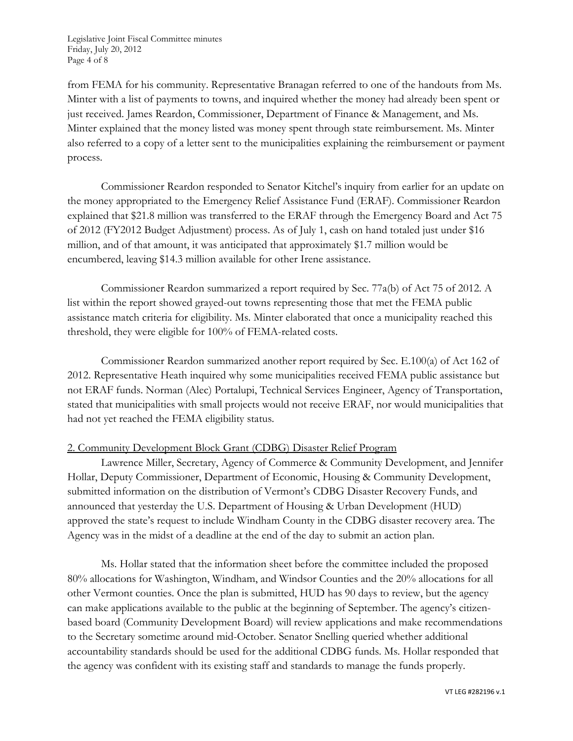from FEMA for his community. Representative Branagan referred to one of the handouts from Ms. Minter with a list of payments to towns, and inquired whether the money had already been spent or just received. James Reardon, Commissioner, Department of Finance & Management, and Ms. Minter explained that the money listed was money spent through state reimbursement. Ms. Minter also referred to a copy of a letter sent to the municipalities explaining the reimbursement or payment process.

Commissioner Reardon responded to Senator Kitchel's inquiry from earlier for an update on the money appropriated to the Emergency Relief Assistance Fund (ERAF). Commissioner Reardon explained that $21.8 million was transferred to the ERAF through the Emergency Board and Act 75 of 2012 (FY2012 Budget Adjustment) process. As of July 1, cash on hand totaled just under $16 million, and of that amount, it was anticipated that approximately $1.7 million would be encumbered, leaving $14.3 million available for other Irene assistance.

Commissioner Reardon summarized a report required by Sec. 77a(b) of Act 75 of 2012. A list within the report showed grayed-out towns representing those that met the FEMA public assistance match criteria for eligibility. Ms. Minter elaborated that once a municipality reached this threshold, they were eligible for 100% of FEMA-related costs.

Commissioner Reardon summarized another report required by Sec. E.100(a) of Act 162 of 2012. Representative Heath inquired why some municipalities received FEMA public assistance but not ERAF funds. Norman (Alec) Portalupi, Technical Services Engineer, Agency of Transportation, stated that municipalities with small projects would not receive ERAF, nor would municipalities that had not yet reached the FEMA eligibility status.

2. Community Development Block Grant (CDBG) Disaster Relief Program

Lawrence Miller, Secretary, Agency of Commerce & Community Development, and Jennifer Hollar, Deputy Commissioner, Department of Economic, Housing & Community Development, submitted information on the distribution of Vermont's CDBG Disaster Recovery Funds, and announced that yesterday the U.S. Department of Housing & Urban Development (HUD) approved the state's request to include Windham County in the CDBG disaster recovery area. The Agency was in the midst of a deadline at the end of the day to submit an action plan.

Ms. Hollar stated that the information sheet before the committee included the proposed 80% allocations for Washington, Windham, and Windsor Counties and the 20% allocations for all other Vermont counties. Once the plan is submitted, HUD has 90 days to review, but the agency can make applications available to the public at the beginning of September. The agency's citizen-based board (Community Development Board) will review applications and make recommendations to the Secretary sometime around mid-October. Senator Snelling queried whether additional accountability standards should be used for the additional CDBG funds. Ms. Hollar responded that the agency was confident with its existing staff and standards to manage the funds properly.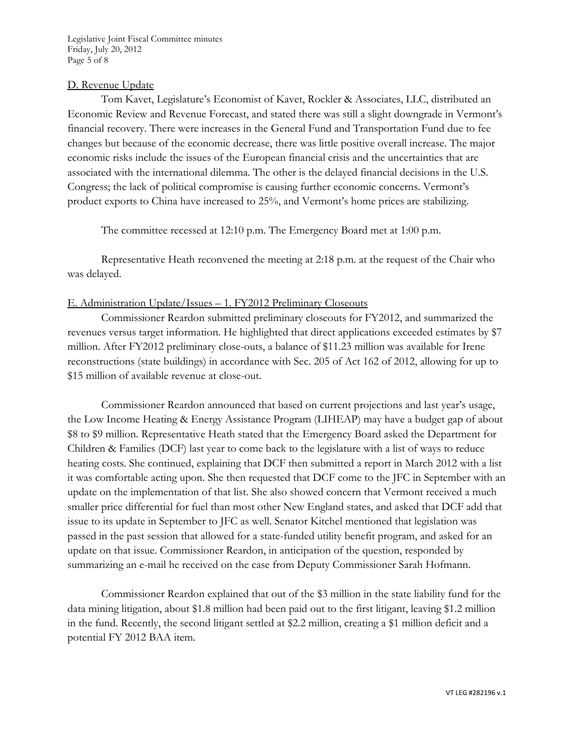## D. Revenue Update

Tom Kavet, Legislature's Economist of Kavet, Rockler & Associates, LLC, distributed an Economic Review and Revenue Forecast, and stated there was still a slight downgrade in Vermont's financial recovery. There were increases in the General Fund and Transportation Fund due to fee changes but because of the economic decrease, there was little positive overall increase. The major economic risks include the issues of the European financial crisis and the uncertainties that are associated with the international dilemma. The other is the delayed financial decisions in the U.S. Congress; the lack of political compromise is causing further economic concerns. Vermont's product exports to China have increased to 25%, and Vermont's home prices are stabilizing.

The committee recessed at 12:10 p.m. The Emergency Board met at 1:00 p.m.

Representative Heath reconvened the meeting at 2:18 p.m. at the request of the Chair who was delayed.

## E. Administration Update/Issues – 1. FY2012 Preliminary Closeouts

Commissioner Reardon submitted preliminary closeouts for FY2012, and summarized the revenues versus target information. He highlighted that direct applications exceeded estimates by $7 million. After FY2012 preliminary close-outs, a balance of $11.23 million was available for Irene reconstructions (state buildings) in accordance with Sec. 205 of Act 162 of 2012, allowing for up to $15 million of available revenue at close-out.

Commissioner Reardon announced that based on current projections and last year's usage, the Low Income Heating & Energy Assistance Program (LIHEAP) may have a budget gap of about $8 to $9 million. Representative Heath stated that the Emergency Board asked the Department for Children & Families (DCF) last year to come back to the legislature with a list of ways to reduce heating costs. She continued, explaining that DCF then submitted a report in March 2012 with a list it was comfortable acting upon. She then requested that DCF come to the JFC in September with an update on the implementation of that list. She also showed concern that Vermont received a much smaller price differential for fuel than most other New England states, and asked that DCF add that issue to its update in September to JFC as well. Senator Kitchel mentioned that legislation was passed in the past session that allowed for a state-funded utility benefit program, and asked for an update on that issue. Commissioner Reardon, in anticipation of the question, responded by summarizing an e-mail he received on the case from Deputy Commissioner Sarah Hofmann.

Commissioner Reardon explained that out of the $3 million in the state liability fund for the data mining litigation, about $1.8 million had been paid out to the first litigant, leaving $1.2 million in the fund. Recently, the second litigant settled at $2.2 million, creating a $1 million deficit and a potential FY 2012 BAA item.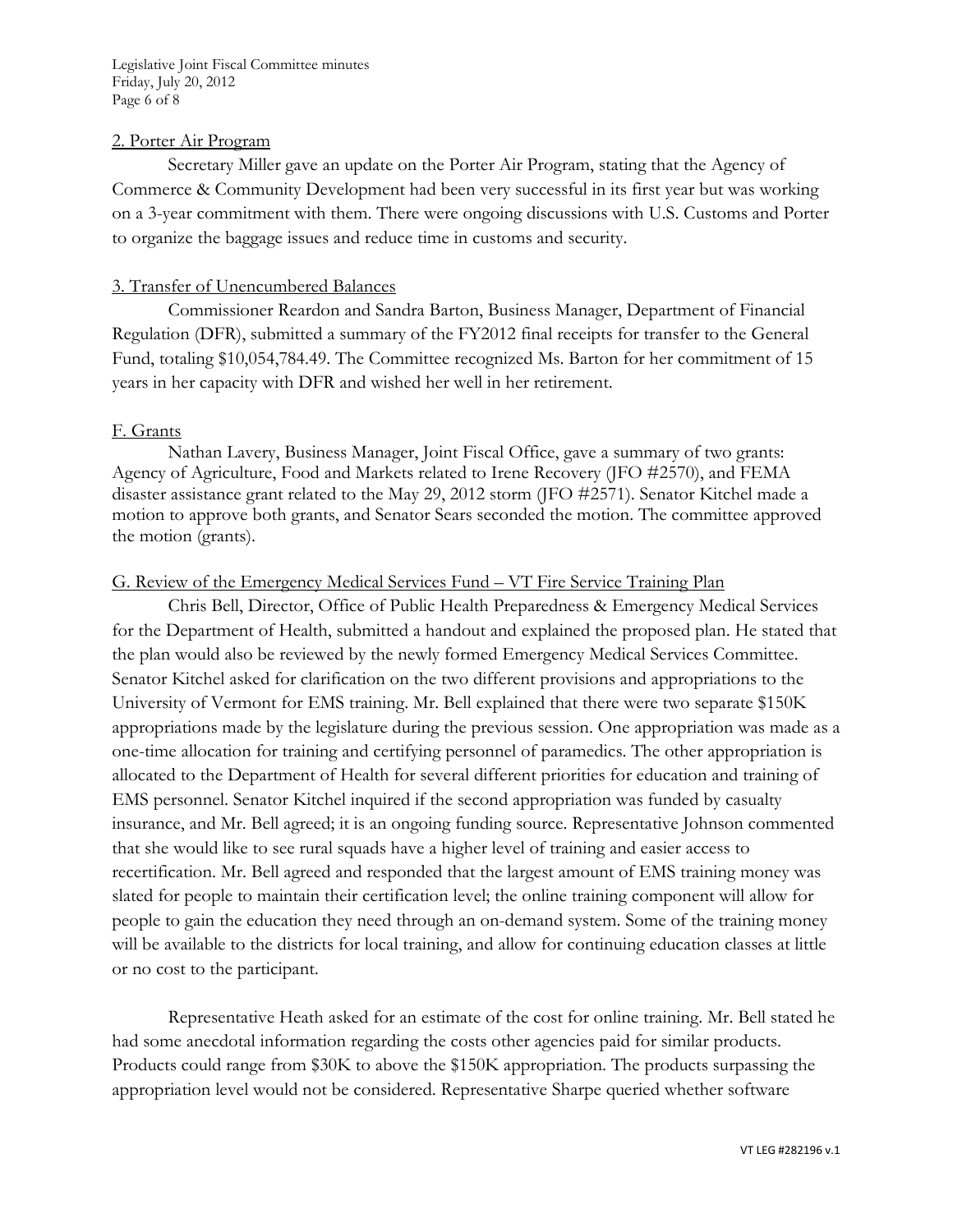### 2. Porter Air Program

Secretary Miller gave an update on the Porter Air Program, stating that the Agency of Commerce & Community Development had been very successful in its first year but was working on a 3-year commitment with them. There were ongoing discussions with U.S. Customs and Porter to organize the baggage issues and reduce time in customs and security.

### 3. Transfer of Unencumbered Balances

Commissioner Reardon and Sandra Barton, Business Manager, Department of Financial Regulation (DFR), submitted a summary of the FY2012 final receipts for transfer to the General Fund, totaling $10,054,784.49. The Committee recognized Ms. Barton for her commitment of 15 years in her capacity with DFR and wished her well in her retirement.

## F. Grants

Nathan Lavery, Business Manager, Joint Fiscal Office, gave a summary of two grants: Agency of Agriculture, Food and Markets related to Irene Recovery (JFO #2570), and FEMA disaster assistance grant related to the May 29, 2012 storm (JFO #2571). Senator Kitchel made a motion to approve both grants, and Senator Sears seconded the motion. The committee approved the motion (grants).

## G. Review of the Emergency Medical Services Fund – VT Fire Service Training Plan

Chris Bell, Director, Office of Public Health Preparedness & Emergency Medical Services for the Department of Health, submitted a handout and explained the proposed plan. He stated that the plan would also be reviewed by the newly formed Emergency Medical Services Committee. Senator Kitchel asked for clarification on the two different provisions and appropriations to the University of Vermont for EMS training. Mr. Bell explained that there were two separate $150K appropriations made by the legislature during the previous session. One appropriation was made as a one-time allocation for training and certifying personnel of paramedics. The other appropriation is allocated to the Department of Health for several different priorities for education and training of EMS personnel. Senator Kitchel inquired if the second appropriation was funded by casualty insurance, and Mr. Bell agreed; it is an ongoing funding source. Representative Johnson commented that she would like to see rural squads have a higher level of training and easier access to recertification. Mr. Bell agreed and responded that the largest amount of EMS training money was slated for people to maintain their certification level; the online training component will allow for people to gain the education they need through an on-demand system. Some of the training money will be available to the districts for local training, and allow for continuing education classes at little or no cost to the participant.

Representative Heath asked for an estimate of the cost for online training. Mr. Bell stated he had some anecdotal information regarding the costs other agencies paid for similar products. Products could range from $30K to above the $150K appropriation. The products surpassing the appropriation level would not be considered. Representative Sharpe queried whether software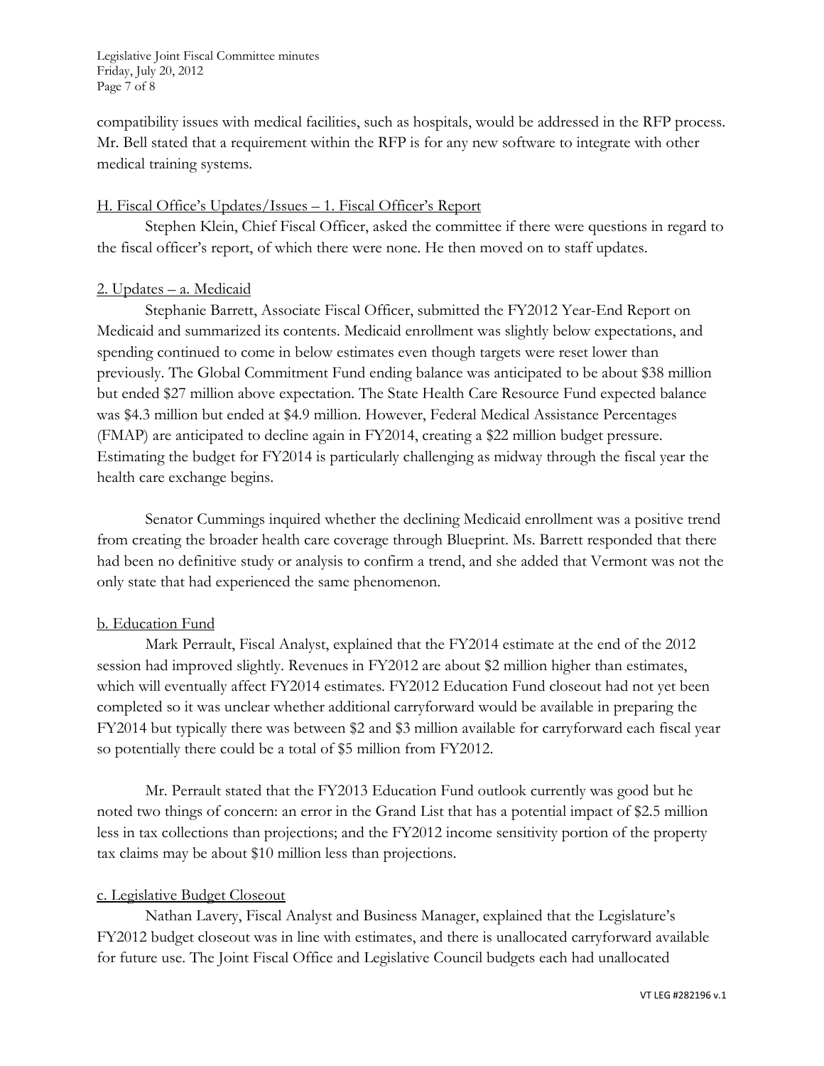compatibility issues with medical facilities, such as hospitals, would be addressed in the RFP process. Mr. Bell stated that a requirement within the RFP is for any new software to integrate with other medical training systems.

H. Fiscal Office's Updates/Issues – 1. Fiscal Officer's Report

Stephen Klein, Chief Fiscal Officer, asked the committee if there were questions in regard to the fiscal officer's report, of which there were none. He then moved on to staff updates.

2. Updates – a. Medicaid

Stephanie Barrett, Associate Fiscal Officer, submitted the FY2012 Year-End Report on Medicaid and summarized its contents. Medicaid enrollment was slightly below expectations, and spending continued to come in below estimates even though targets were reset lower than previously. The Global Commitment Fund ending balance was anticipated to be about $38 million but ended $27 million above expectation. The State Health Care Resource Fund expected balance was $4.3 million but ended at $4.9 million. However, Federal Medical Assistance Percentages (FMAP) are anticipated to decline again in FY2014, creating a $22 million budget pressure. Estimating the budget for FY2014 is particularly challenging as midway through the fiscal year the health care exchange begins.

Senator Cummings inquired whether the declining Medicaid enrollment was a positive trend from creating the broader health care coverage through Blueprint. Ms. Barrett responded that there had been no definitive study or analysis to confirm a trend, and she added that Vermont was not the only state that had experienced the same phenomenon.

b. Education Fund

Mark Perrault, Fiscal Analyst, explained that the FY2014 estimate at the end of the 2012 session had improved slightly. Revenues in FY2012 are about $2 million higher than estimates, which will eventually affect FY2014 estimates. FY2012 Education Fund closeout had not yet been completed so it was unclear whether additional carryforward would be available in preparing the FY2014 but typically there was between $2 and $3 million available for carryforward each fiscal year so potentially there could be a total of $5 million from FY2012.

Mr. Perrault stated that the FY2013 Education Fund outlook currently was good but he noted two things of concern: an error in the Grand List that has a potential impact of $2.5 million less in tax collections than projections; and the FY2012 income sensitivity portion of the property tax claims may be about $10 million less than projections.

c. Legislative Budget Closeout

Nathan Lavery, Fiscal Analyst and Business Manager, explained that the Legislature's FY2012 budget closeout was in line with estimates, and there is unallocated carryforward available for future use. The Joint Fiscal Office and Legislative Council budgets each had unallocated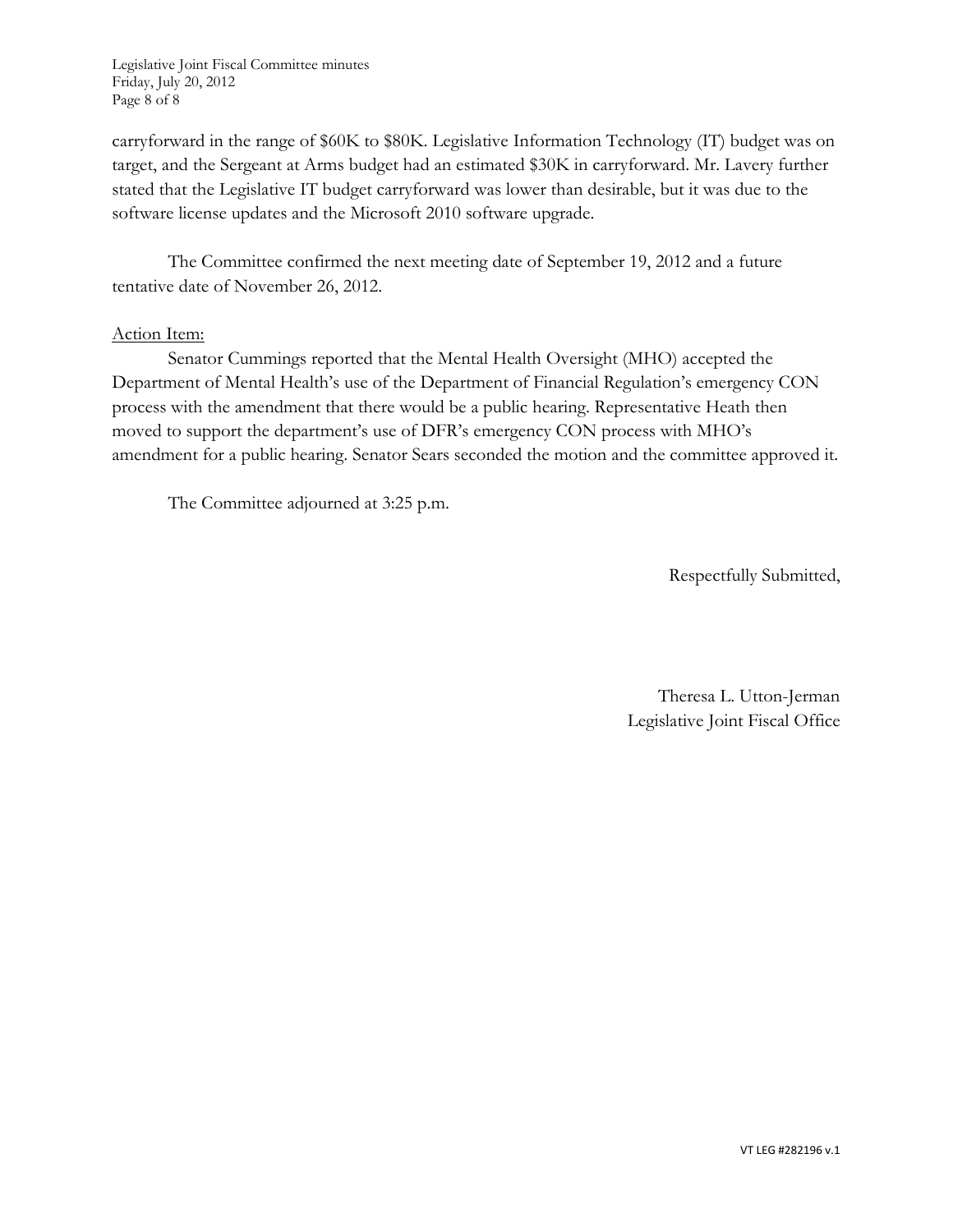carryforward in the range of $60K to $80K. Legislative Information Technology (IT) budget was on target, and the Sergeant at Arms budget had an estimated $30K in carryforward. Mr. Lavery further stated that the Legislative IT budget carryforward was lower than desirable, but it was due to the software license updates and the Microsoft 2010 software upgrade.

The Committee confirmed the next meeting date of September 19, 2012 and a future tentative date of November 26, 2012.

Action Item:

Senator Cummings reported that the Mental Health Oversight (MHO) accepted the Department of Mental Health's use of the Department of Financial Regulation's emergency CON process with the amendment that there would be a public hearing. Representative Heath then moved to support the department's use of DFR's emergency CON process with MHO's amendment for a public hearing. Senator Sears seconded the motion and the committee approved it.

The Committee adjourned at 3:25 p.m.

Respectfully Submitted,

Theresa L. Utton-Jerman
Legislative Joint Fiscal Office

VT LEG #282196 v.1